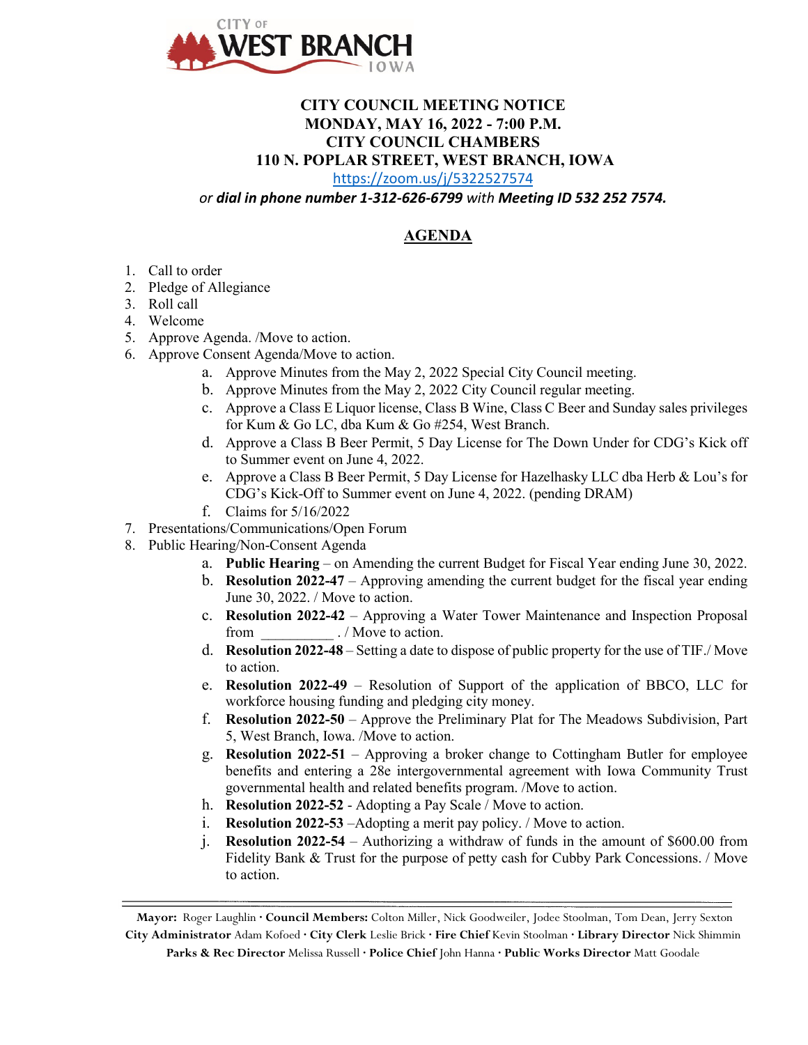CITY OF WEST BRANCH IOWA

**CITY COUNCIL MEETING NOTICE**
**MONDAY, MAY 16, 2022 - 7:00 P.M.**
**CITY COUNCIL CHAMBERS**
**110 N. POPLAR STREET, WEST BRANCH, IOWA**
https://zoom.us/j/5322527574
*or* ***dial in phone number 1-312-626-6799*** *with* ***Meeting ID 532 252 7574.***

## AGENDA

1. Call to order
2. Pledge of Allegiance
3. Roll call
4. Welcome
5. Approve Agenda. /Move to action.
6. Approve Consent Agenda/Move to action.
   a. Approve Minutes from the May 2, 2022 Special City Council meeting.
   b. Approve Minutes from the May 2, 2022 City Council regular meeting.
   c. Approve a Class E Liquor license, Class B Wine, Class C Beer and Sunday sales privileges for Kum & Go LC, dba Kum & Go #254, West Branch.
   d. Approve a Class B Beer Permit, 5 Day License for The Down Under for CDG's Kick off to Summer event on June 4, 2022.
   e. Approve a Class B Beer Permit, 5 Day License for Hazelhasky LLC dba Herb & Lou's for CDG's Kick-Off to Summer event on June 4, 2022. (pending DRAM)
   f. Claims for 5/16/2022
7. Presentations/Communications/Open Forum
8. Public Hearing/Non-Consent Agenda
   a. **Public Hearing** – on Amending the current Budget for Fiscal Year ending June 30, 2022.
   b. **Resolution 2022-47** – Approving amending the current budget for the fiscal year ending June 30, 2022. / Move to action.
   c. **Resolution 2022-42** – Approving a Water Tower Maintenance and Inspection Proposal from __________ . / Move to action.
   d. **Resolution 2022-48** – Setting a date to dispose of public property for the use of TIF./ Move to action.
   e. **Resolution 2022-49** – Resolution of Support of the application of BBCO, LLC for workforce housing funding and pledging city money.
   f. **Resolution 2022-50** – Approve the Preliminary Plat for The Meadows Subdivision, Part 5, West Branch, Iowa. /Move to action.
   g. **Resolution 2022-51** – Approving a broker change to Cottingham Butler for employee benefits and entering a 28e intergovernmental agreement with Iowa Community Trust governmental health and related benefits program. /Move to action.
   h. **Resolution 2022-52** - Adopting a Pay Scale / Move to action.
   i. **Resolution 2022-53** –Adopting a merit pay policy. / Move to action.
   j. **Resolution 2022-54** – Authorizing a withdraw of funds in the amount of $600.00 from Fidelity Bank & Trust for the purpose of petty cash for Cubby Park Concessions. / Move to action.

---

**Mayor:** Roger Laughlin · **Council Members:** Colton Miller, Nick Goodweiler, Jodee Stoolman, Tom Dean, Jerry Sexton
**City Administrator** Adam Kofoed · **City Clerk** Leslie Brick · **Fire Chief** Kevin Stoolman · **Library Director** Nick Shimmin
**Parks & Rec Director** Melissa Russell · **Police Chief** John Hanna · **Public Works Director** Matt Goodale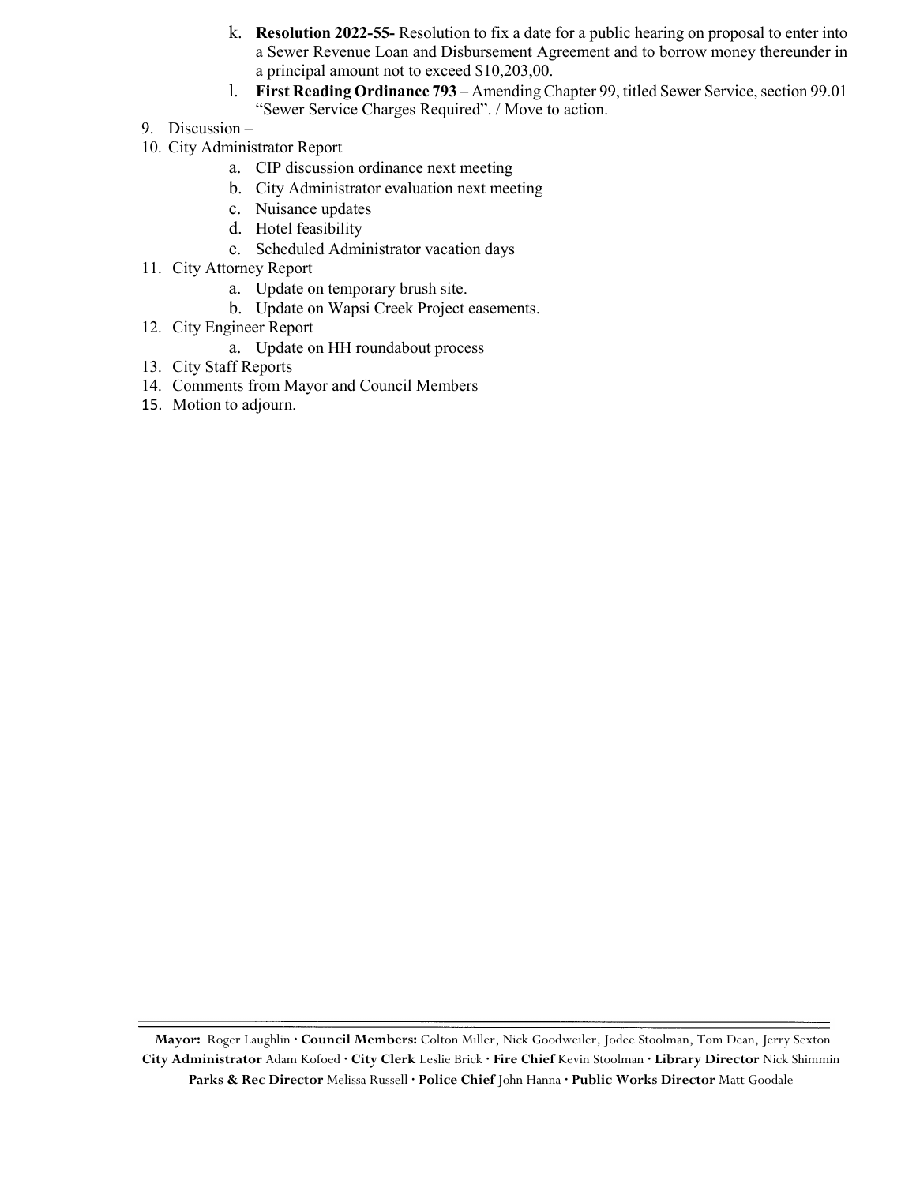k. **Resolution 2022-55-** Resolution to fix a date for a public hearing on proposal to enter into a Sewer Revenue Loan and Disbursement Agreement and to borrow money thereunder in a principal amount not to exceed $10,203,00.

l. **First Reading Ordinance 793** – Amending Chapter 99, titled Sewer Service, section 99.01 "Sewer Service Charges Required". / Move to action.

9. Discussion –
10. City Administrator Report
    a. CIP discussion ordinance next meeting
    b. City Administrator evaluation next meeting
    c. Nuisance updates
    d. Hotel feasibility
    e. Scheduled Administrator vacation days
11. City Attorney Report
    a. Update on temporary brush site.
    b. Update on Wapsi Creek Project easements.
12. City Engineer Report
    a. Update on HH roundabout process
13. City Staff Reports
14. Comments from Mayor and Council Members
15. Motion to adjourn.

---

**Mayor:** Roger Laughlin · **Council Members:** Colton Miller, Nick Goodweiler, Jodee Stoolman, Tom Dean, Jerry Sexton
**City Administrator** Adam Kofoed · **City Clerk** Leslie Brick · **Fire Chief** Kevin Stoolman · **Library Director** Nick Shimmin
**Parks & Rec Director** Melissa Russell · **Police Chief** John Hanna · **Public Works Director** Matt Goodale